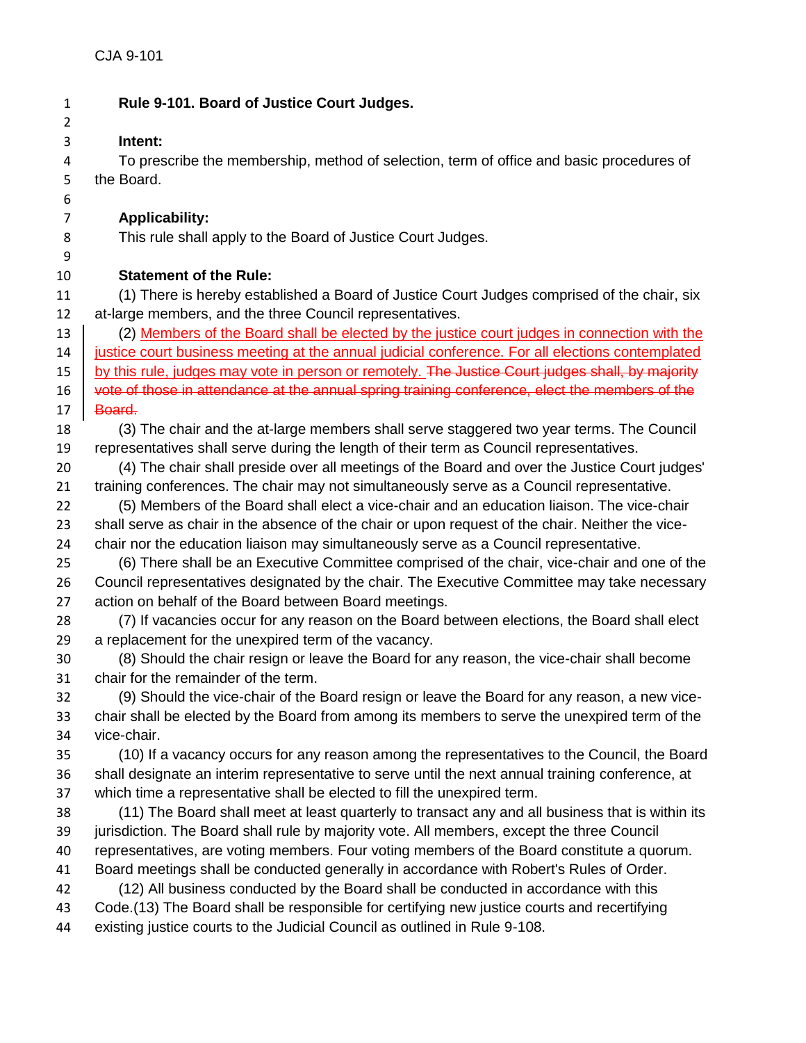**Rule 9-101. Board of Justice Court Judges.**

**Intent:**

To prescribe the membership, method of selection, term of office and basic procedures of the Board.

**Applicability:**

This rule shall apply to the Board of Justice Court Judges.

**Statement of the Rule:**

(1) There is hereby established a Board of Justice Court Judges comprised of the chair, six at-large members, and the three Council representatives.

(2) <ins>Members of the Board shall be elected by the justice court judges in connection with the justice court business meeting at the annual judicial conference. For all elections contemplated by this rule, judges may vote in person or remotely.</ins> ~~The Justice Court judges shall, by majority vote of those in attendance at the annual spring training conference, elect the members of the Board.~~

(3) The chair and the at-large members shall serve staggered two year terms. The Council representatives shall serve during the length of their term as Council representatives.

(4) The chair shall preside over all meetings of the Board and over the Justice Court judges' training conferences. The chair may not simultaneously serve as a Council representative.

(5) Members of the Board shall elect a vice-chair and an education liaison. The vice-chair shall serve as chair in the absence of the chair or upon request of the chair. Neither the vice-chair nor the education liaison may simultaneously serve as a Council representative.

(6) There shall be an Executive Committee comprised of the chair, vice-chair and one of the Council representatives designated by the chair. The Executive Committee may take necessary action on behalf of the Board between Board meetings.

(7) If vacancies occur for any reason on the Board between elections, the Board shall elect a replacement for the unexpired term of the vacancy.

(8) Should the chair resign or leave the Board for any reason, the vice-chair shall become chair for the remainder of the term.

(9) Should the vice-chair of the Board resign or leave the Board for any reason, a new vice-chair shall be elected by the Board from among its members to serve the unexpired term of the vice-chair.

(10) If a vacancy occurs for any reason among the representatives to the Council, the Board shall designate an interim representative to serve until the next annual training conference, at which time a representative shall be elected to fill the unexpired term.

(11) The Board shall meet at least quarterly to transact any and all business that is within its jurisdiction. The Board shall rule by majority vote. All members, except the three Council representatives, are voting members. Four voting members of the Board constitute a quorum. Board meetings shall be conducted generally in accordance with Robert's Rules of Order.

(12) All business conducted by the Board shall be conducted in accordance with this Code.(13) The Board shall be responsible for certifying new justice courts and recertifying existing justice courts to the Judicial Council as outlined in Rule 9-108.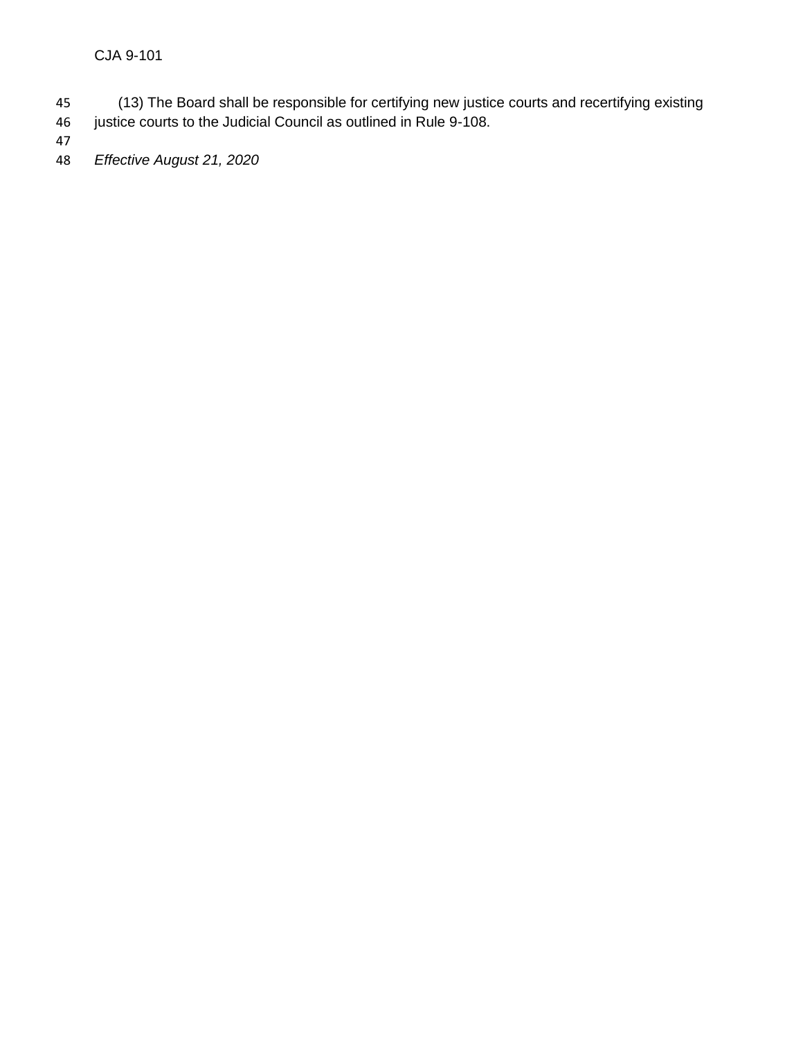(13) The Board shall be responsible for certifying new justice courts and recertifying existing justice courts to the Judicial Council as outlined in Rule 9-108.

*Effective August 21, 2020*